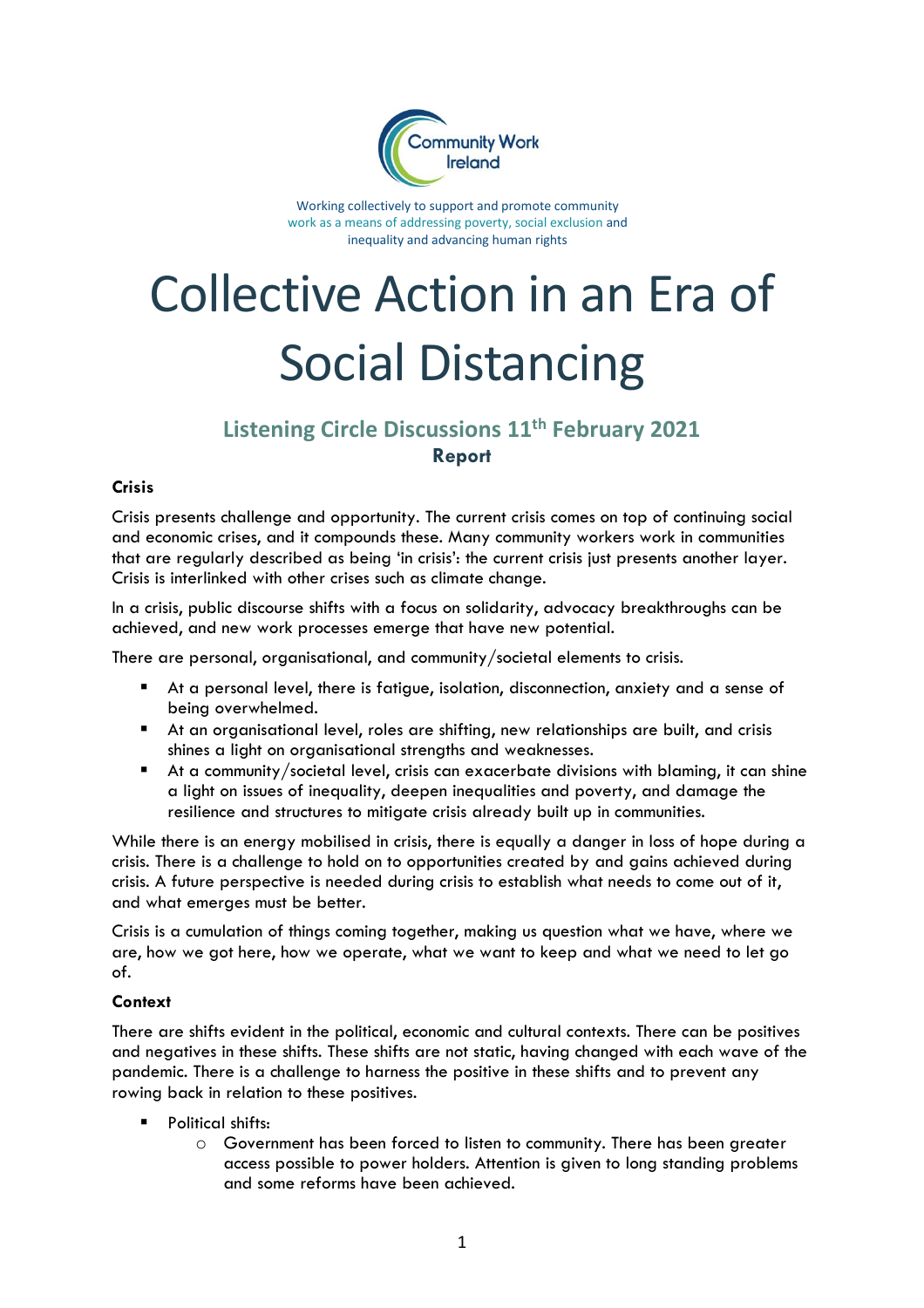Community Work Ireland

Working collectively to support and promote community work as a means of addressing poverty, social exclusion and inequality and advancing human rights

# Collective Action in an Era of Social Distancing

## Listening Circle Discussions 11th February 2021

**Report**

### Crisis

Crisis presents challenge and opportunity. The current crisis comes on top of continuing social and economic crises, and it compounds these. Many community workers work in communities that are regularly described as being 'in crisis': the current crisis just presents another layer. Crisis is interlinked with other crises such as climate change.

In a crisis, public discourse shifts with a focus on solidarity, advocacy breakthroughs can be achieved, and new work processes emerge that have new potential.

There are personal, organisational, and community/societal elements to crisis.

- At a personal level, there is fatigue, isolation, disconnection, anxiety and a sense of being overwhelmed.
- At an organisational level, roles are shifting, new relationships are built, and crisis shines a light on organisational strengths and weaknesses.
- At a community/societal level, crisis can exacerbate divisions with blaming, it can shine a light on issues of inequality, deepen inequalities and poverty, and damage the resilience and structures to mitigate crisis already built up in communities.

While there is an energy mobilised in crisis, there is equally a danger in loss of hope during a crisis. There is a challenge to hold on to opportunities created by and gains achieved during crisis. A future perspective is needed during crisis to establish what needs to come out of it, and what emerges must be better.

Crisis is a cumulation of things coming together, making us question what we have, where we are, how we got here, how we operate, what we want to keep and what we need to let go of.

### Context

There are shifts evident in the political, economic and cultural contexts. There can be positives and negatives in these shifts. These shifts are not static, having changed with each wave of the pandemic. There is a challenge to harness the positive in these shifts and to prevent any rowing back in relation to these positives.

- Political shifts:
    - Government has been forced to listen to community. There has been greater access possible to power holders. Attention is given to long standing problems and some reforms have been achieved.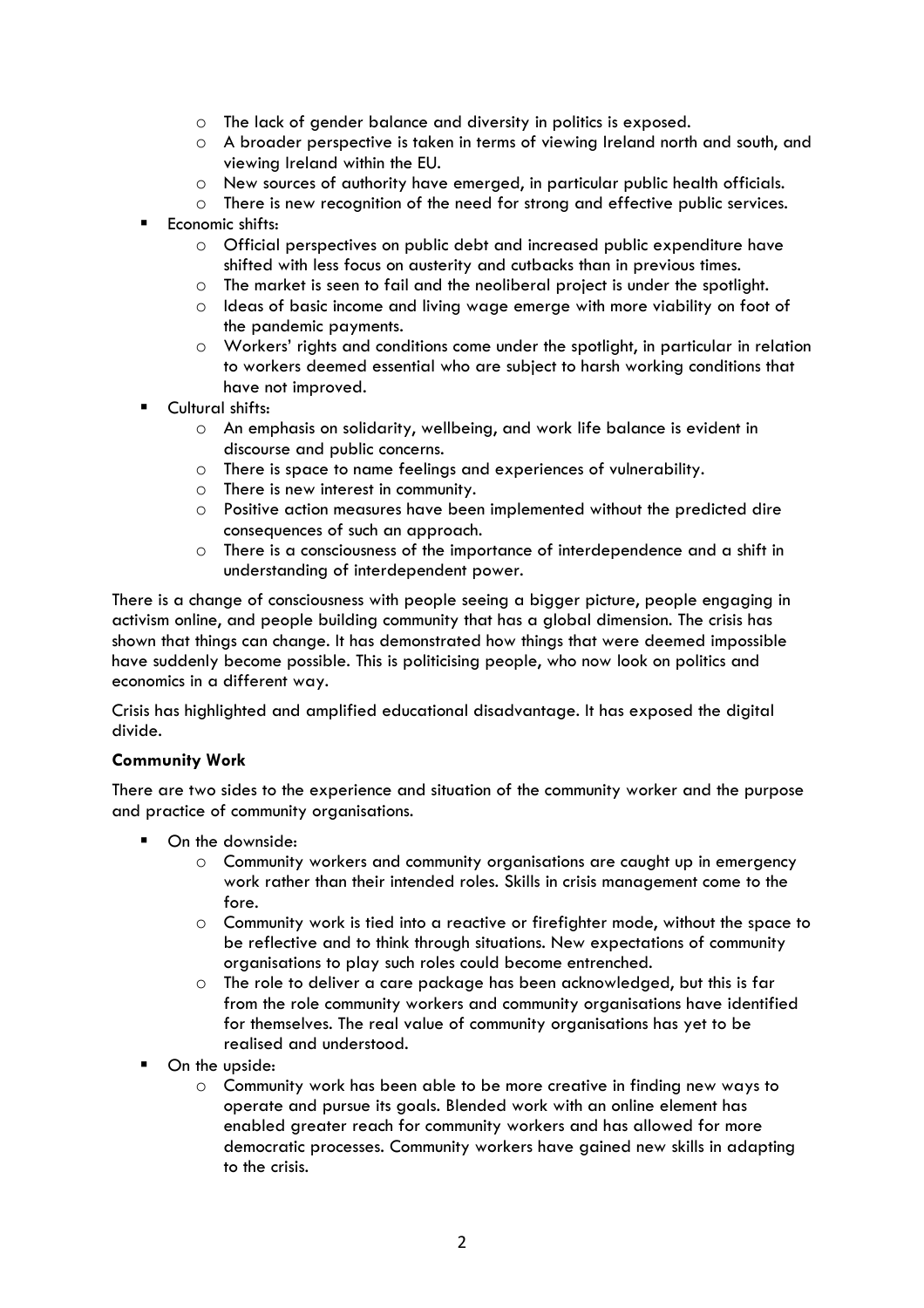- The lack of gender balance and diversity in politics is exposed.
    - A broader perspective is taken in terms of viewing Ireland north and south, and viewing Ireland within the EU.
    - New sources of authority have emerged, in particular public health officials.
    - There is new recognition of the need for strong and effective public services.
- Economic shifts:
    - Official perspectives on public debt and increased public expenditure have shifted with less focus on austerity and cutbacks than in previous times.
    - The market is seen to fail and the neoliberal project is under the spotlight.
    - Ideas of basic income and living wage emerge with more viability on foot of the pandemic payments.
    - Workers' rights and conditions come under the spotlight, in particular in relation to workers deemed essential who are subject to harsh working conditions that have not improved.
- Cultural shifts:
    - An emphasis on solidarity, wellbeing, and work life balance is evident in discourse and public concerns.
    - There is space to name feelings and experiences of vulnerability.
    - There is new interest in community.
    - Positive action measures have been implemented without the predicted dire consequences of such an approach.
    - There is a consciousness of the importance of interdependence and a shift in understanding of interdependent power.

There is a change of consciousness with people seeing a bigger picture, people engaging in activism online, and people building community that has a global dimension. The crisis has shown that things can change. It has demonstrated how things that were deemed impossible have suddenly become possible. This is politicising people, who now look on politics and economics in a different way.

Crisis has highlighted and amplified educational disadvantage. It has exposed the digital divide.

**Community Work**

There are two sides to the experience and situation of the community worker and the purpose and practice of community organisations.

- On the downside:
    - Community workers and community organisations are caught up in emergency work rather than their intended roles. Skills in crisis management come to the fore.
    - Community work is tied into a reactive or firefighter mode, without the space to be reflective and to think through situations. New expectations of community organisations to play such roles could become entrenched.
    - The role to deliver a care package has been acknowledged, but this is far from the role community workers and community organisations have identified for themselves. The real value of community organisations has yet to be realised and understood.
- On the upside:
    - Community work has been able to be more creative in finding new ways to operate and pursue its goals. Blended work with an online element has enabled greater reach for community workers and has allowed for more democratic processes. Community workers have gained new skills in adapting to the crisis.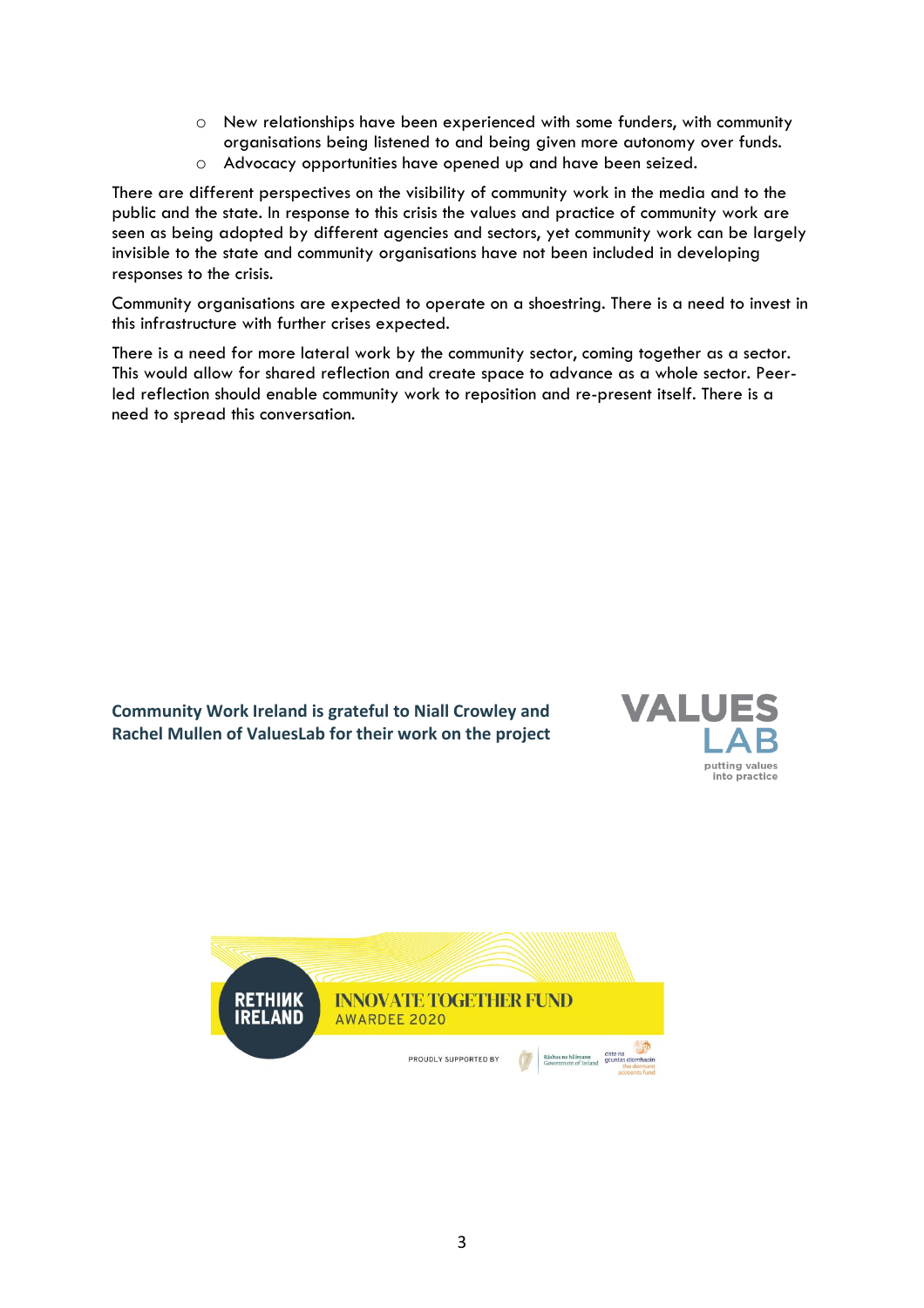- New relationships have been experienced with some funders, with community organisations being listened to and being given more autonomy over funds.
- Advocacy opportunities have opened up and have been seized.

There are different perspectives on the visibility of community work in the media and to the public and the state. In response to this crisis the values and practice of community work are seen as being adopted by different agencies and sectors, yet community work can be largely invisible to the state and community organisations have not been included in developing responses to the crisis.

Community organisations are expected to operate on a shoestring. There is a need to invest in this infrastructure with further crises expected.

There is a need for more lateral work by the community sector, coming together as a sector. This would allow for shared reflection and create space to advance as a whole sector. Peer-led reflection should enable community work to reposition and re-present itself. There is a need to spread this conversation.

**Community Work Ireland is grateful to Niall Crowley and Rachel Mullen of ValuesLab for their work on the project**

VALUES LAB
putting values into practice

RETHINK IRELAND
INNOVATE TOGETHER FUND
AWARDEE 2020

PROUDLY SUPPORTED BY Rialtas na hÉireann Government of Ireland ciste na gcuntas díomhaoin the dormant accounts fund